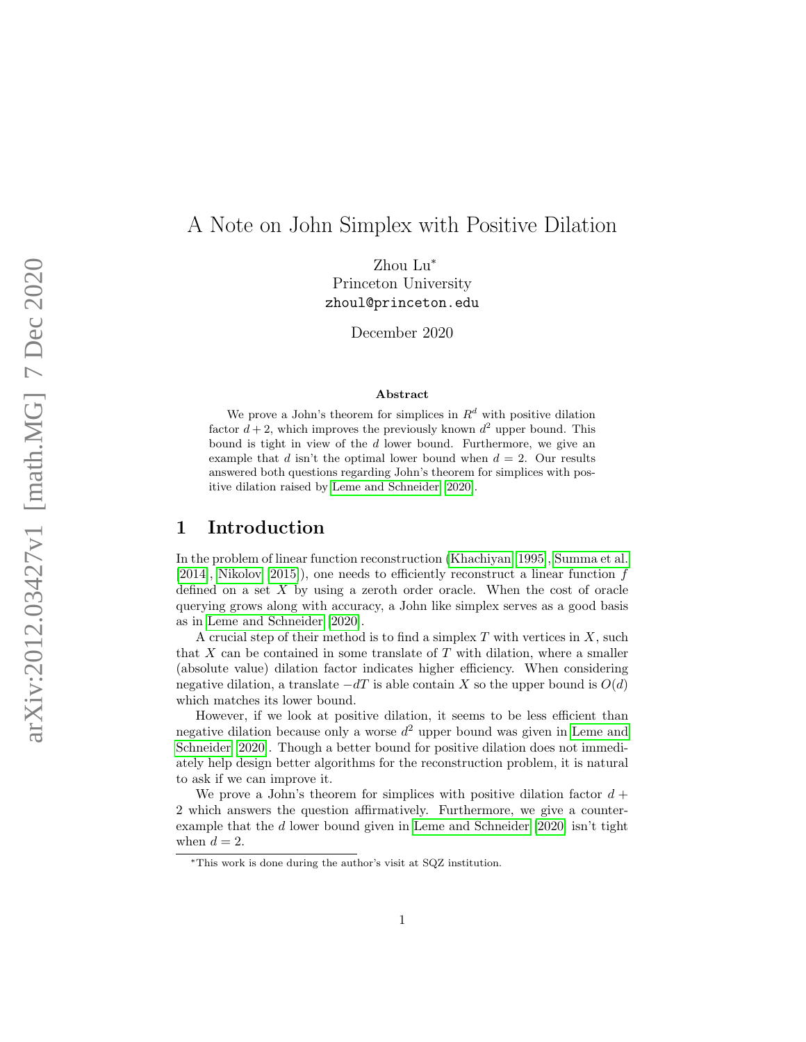# A Note on John Simplex with Positive Dilation

Zhou Lu*
Princeton University
zhoul@princeton.edu

December 2020

### Abstract

We prove a John's theorem for simplices in $R^d$ with positive dilation factor $d+2$, which improves the previously known $d^2$ upper bound. This bound is tight in view of the $d$ lower bound. Furthermore, we give an example that $d$ isn't the optimal lower bound when $d=2$. Our results answered both questions regarding John's theorem for simplices with positive dilation raised by Leme and Schneider [2020].

## 1 Introduction

In the problem of linear function reconstruction (Khachiyan [1995], Summa et al. [2014], Nikolov [2015]), one needs to efficiently reconstruct a linear function $f$ defined on a set $X$ by using a zeroth order oracle. When the cost of oracle querying grows along with accuracy, a John like simplex serves as a good basis as in Leme and Schneider [2020].

A crucial step of their method is to find a simplex $T$ with vertices in $X$, such that $X$ can be contained in some translate of $T$ with dilation, where a smaller (absolute value) dilation factor indicates higher efficiency. When considering negative dilation, a translate $-dT$ is able contain $X$ so the upper bound is $O(d)$ which matches its lower bound.

However, if we look at positive dilation, it seems to be less efficient than negative dilation because only a worse $d^2$ upper bound was given in Leme and Schneider [2020]. Though a better bound for positive dilation does not immediately help design better algorithms for the reconstruction problem, it is natural to ask if we can improve it.

We prove a John's theorem for simplices with positive dilation factor $d+2$ which answers the question affirmatively. Furthermore, we give a counter-example that the $d$ lower bound given in Leme and Schneider [2020] isn't tight when $d=2$.

*This work is done during the author's visit at SQZ institution.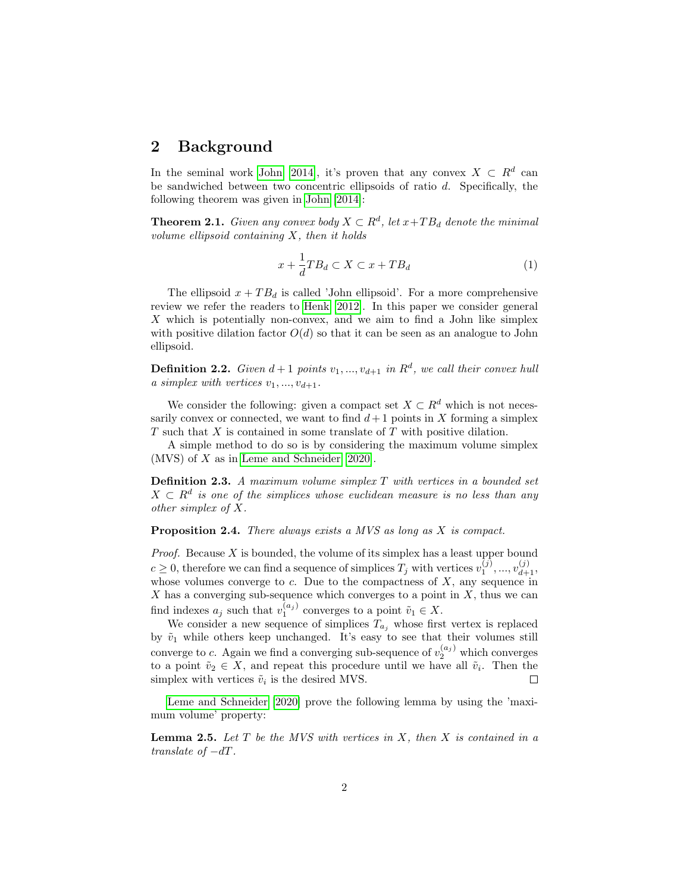## 2 Background

In the seminal work John [2014], it's proven that any convex $X \subset R^d$ can be sandwiched between two concentric ellipsoids of ratio $d$. Specifically, the following theorem was given in John [2014]:

**Theorem 2.1.** *Given any convex body $X \subset R^d$, let $x + TB_d$ denote the minimal volume ellipsoid containing $X$, then it holds*

$$x + \frac{1}{d}TB_d \subset X \subset x + TB_d \tag{1}$$

The ellipsoid $x + TB_d$ is called 'John ellipsoid'. For a more comprehensive review we refer the readers to Henk [2012]. In this paper we consider general $X$ which is potentially non-convex, and we aim to find a John like simplex with positive dilation factor $O(d)$ so that it can be seen as an analogue to John ellipsoid.

**Definition 2.2.** *Given $d+1$ points $v_1, ..., v_{d+1}$ in $R^d$, we call their convex hull a simplex with vertices $v_1, ..., v_{d+1}$.*

We consider the following: given a compact set $X \subset R^d$ which is not necessarily convex or connected, we want to find $d+1$ points in $X$ forming a simplex $T$ such that $X$ is contained in some translate of $T$ with positive dilation.

A simple method to do so is by considering the maximum volume simplex (MVS) of $X$ as in Leme and Schneider [2020].

**Definition 2.3.** *A maximum volume simplex $T$ with vertices in a bounded set $X \subset R^d$ is one of the simplices whose euclidean measure is no less than any other simplex of $X$.*

**Proposition 2.4.** *There always exists a MVS as long as $X$ is compact.*

*Proof.* Because $X$ is bounded, the volume of its simplex has a least upper bound $c \geq 0$, therefore we can find a sequence of simplices $T_j$ with vertices $v_1^{(j)}, ..., v_{d+1}^{(j)}$, whose volumes converge to $c$. Due to the compactness of $X$, any sequence in $X$ has a converging sub-sequence which converges to a point in $X$, thus we can find indexes $a_j$ such that $v_1^{(a_j)}$ converges to a point $\tilde{v}_1 \in X$.

We consider a new sequence of simplices $T_{a_j}$ whose first vertex is replaced by $\tilde{v}_1$ while others keep unchanged. It's easy to see that their volumes still converge to $c$. Again we find a converging sub-sequence of $v_2^{(a_j)}$ which converges to a point $\tilde{v}_2 \in X$, and repeat this procedure until we have all $\tilde{v}_i$. Then the simplex with vertices $\tilde{v}_i$ is the desired MVS. ☐

Leme and Schneider [2020] prove the following lemma by using the 'maximum volume' property:

**Lemma 2.5.** *Let $T$ be the MVS with vertices in $X$, then $X$ is contained in a translate of $-dT$.*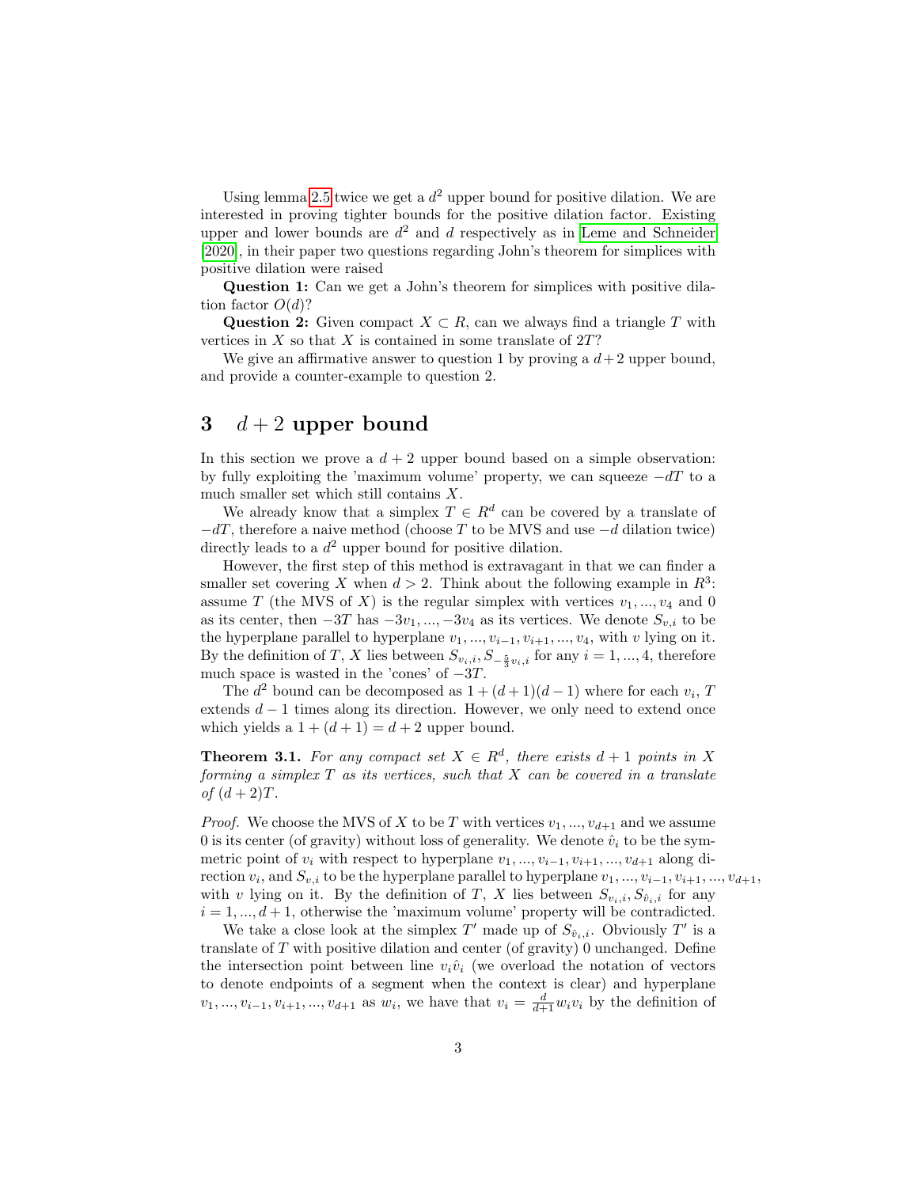Using lemma 2.5 twice we get a $d^2$ upper bound for positive dilation. We are interested in proving tighter bounds for the positive dilation factor. Existing upper and lower bounds are $d^2$ and $d$ respectively as in Leme and Schneider [2020], in their paper two questions regarding John's theorem for simplices with positive dilation were raised

**Question 1:** Can we get a John's theorem for simplices with positive dilation factor $O(d)$?

**Question 2:** Given compact $X \subset R$, can we always find a triangle $T$ with vertices in $X$ so that $X$ is contained in some translate of $2T$?

We give an affirmative answer to question 1 by proving a $d+2$ upper bound, and provide a counter-example to question 2.

# 3 $d + 2$ upper bound

In this section we prove a $d + 2$ upper bound based on a simple observation: by fully exploiting the 'maximum volume' property, we can squeeze $-dT$ to a much smaller set which still contains $X$.

We already know that a simplex $T \in R^d$ can be covered by a translate of $-dT$, therefore a naive method (choose $T$ to be MVS and use $-d$ dilation twice) directly leads to a $d^2$ upper bound for positive dilation.

However, the first step of this method is extravagant in that we can finder a smaller set covering $X$ when $d > 2$. Think about the following example in $R^3$: assume $T$ (the MVS of $X$) is the regular simplex with vertices $v_1, ..., v_4$ and 0 as its center, then $-3T$ has $-3v_1, ..., -3v_4$ as its vertices. We denote $S_{v,i}$ to be the hyperplane parallel to hyperplane $v_1, ..., v_{i-1}, v_{i+1}, ..., v_4$, with $v$ lying on it. By the definition of $T$, $X$ lies between $S_{v_i,i}, S_{-\frac{5}{3}v_i,i}$ for any $i = 1, ..., 4$, therefore much space is wasted in the 'cones' of $-3T$.

The $d^2$ bound can be decomposed as $1 + (d+1)(d-1)$ where for each $v_i$, $T$ extends $d - 1$ times along its direction. However, we only need to extend once which yields a $1 + (d + 1) = d + 2$ upper bound.

**Theorem 3.1.** *For any compact set $X \in R^d$, there exists $d + 1$ points in $X$ forming a simplex $T$ as its vertices, such that $X$ can be covered in a translate of $(d + 2)T$.*

*Proof.* We choose the MVS of $X$ to be $T$ with vertices $v_1, ..., v_{d+1}$ and we assume 0 is its center (of gravity) without loss of generality. We denote $\hat{v}_i$ to be the symmetric point of $v_i$ with respect to hyperplane $v_1, ..., v_{i-1}, v_{i+1}, ..., v_{d+1}$ along direction $v_i$, and $S_{v,i}$ to be the hyperplane parallel to hyperplane $v_1, ..., v_{i-1}, v_{i+1}, ..., v_{d+1}$, with $v$ lying on it. By the definition of $T$, $X$ lies between $S_{v_i,i}, S_{\hat{v}_i,i}$ for any $i = 1, ..., d+1$, otherwise the 'maximum volume' property will be contradicted.

We take a close look at the simplex $T'$ made up of $S_{\hat{v}_i,i}$. Obviously $T'$ is a translate of $T$ with positive dilation and center (of gravity) 0 unchanged. Define the intersection point between line $v_i\hat{v}_i$ (we overload the notation of vectors to denote endpoints of a segment when the context is clear) and hyperplane $v_1, ..., v_{i-1}, v_{i+1}, ..., v_{d+1}$ as $w_i$, we have that $v_i = \frac{d}{d+1} w_i v_i$ by the definition of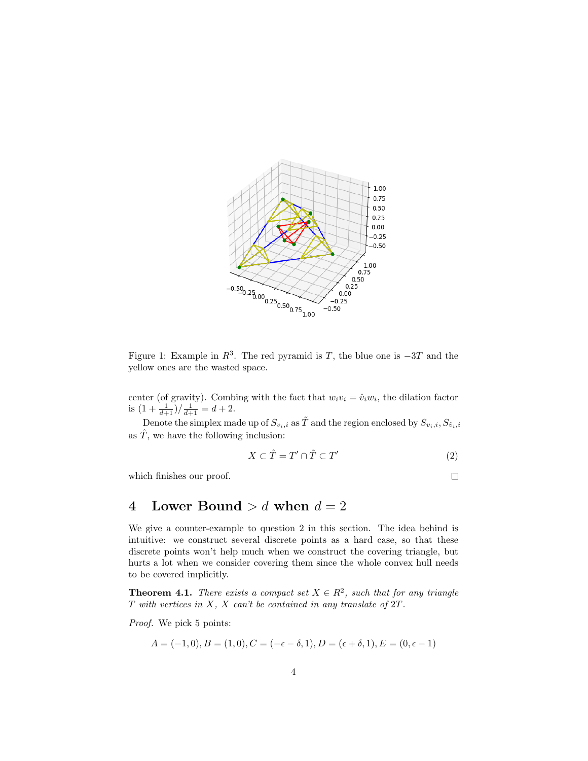Figure 1: Example in $R^3$. The red pyramid is $T$, the blue one is $-3T$ and the yellow ones are the wasted space.

center (of gravity). Combing with the fact that $w_i v_i = \hat{v}_i w_i$, the dilation factor is $(1 + \frac{1}{d+1})/\frac{1}{d+1} = d + 2$.

Denote the simplex made up of $S_{v_i,i}$ as $\tilde{T}$ and the region enclosed by $S_{v_i,i}, S_{\hat{v}_i,i}$ as $\hat{T}$, we have the following inclusion:

$$X \subset \hat{T} = T' \cap \tilde{T} \subset T' \tag{2}$$

which finishes our proof. $\square$

## 4 Lower Bound $> d$ when $d = 2$

We give a counter-example to question 2 in this section. The idea behind is intuitive: we construct several discrete points as a hard case, so that these discrete points won't help much when we construct the covering triangle, but hurts a lot when we consider covering them since the whole convex hull needs to be covered implicitly.

**Theorem 4.1.** *There exists a compact set $X \in R^2$, such that for any triangle $T$ with vertices in $X$, $X$ can't be contained in any translate of $2T$.*

*Proof.* We pick 5 points:

$$A = (-1, 0), B = (1, 0), C = (-\epsilon - \delta, 1), D = (\epsilon + \delta, 1), E = (0, \epsilon - 1)$$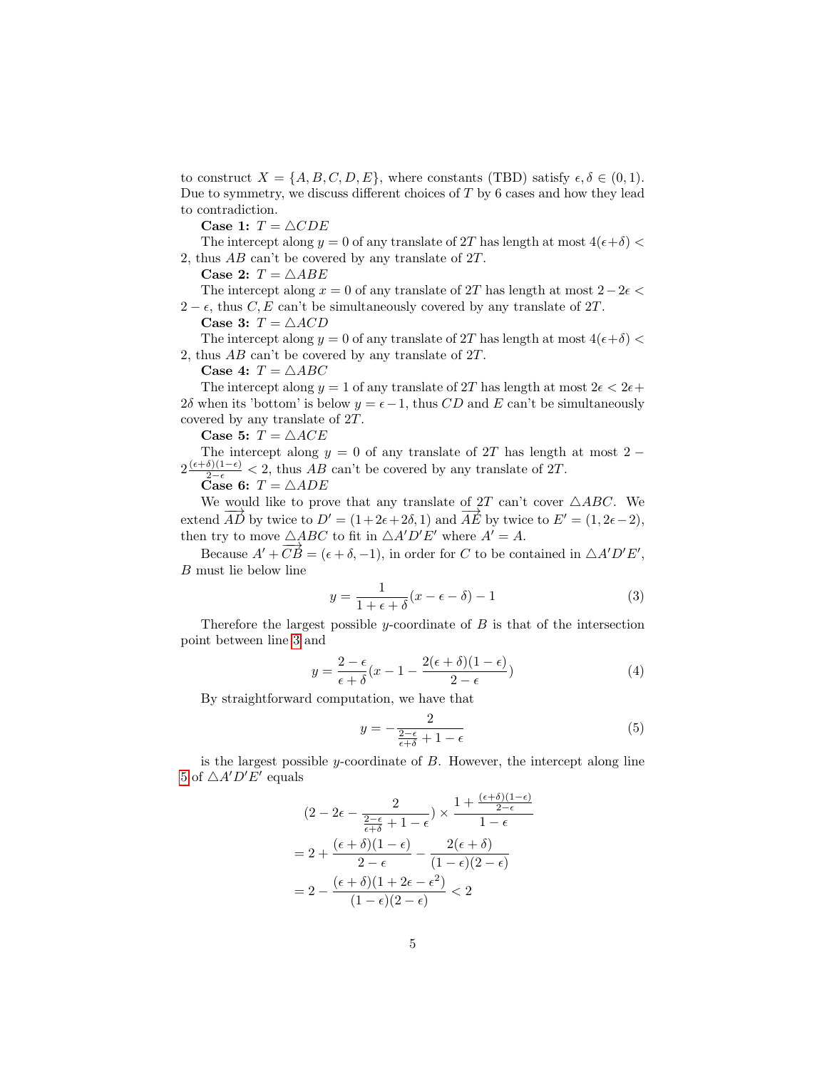to construct $X = \{A, B, C, D, E\}$, where constants (TBD) satisfy $\epsilon, \delta \in (0, 1)$. Due to symmetry, we discuss different choices of $T$ by 6 cases and how they lead to contradiction.

**Case 1:** $T = \triangle CDE$

The intercept along $y = 0$ of any translate of $2T$ has length at most $4(\epsilon+\delta) < 2$, thus $AB$ can't be covered by any translate of $2T$.

**Case 2:** $T = \triangle ABE$

The intercept along $x = 0$ of any translate of $2T$ has length at most $2-2\epsilon < 2-\epsilon$, thus $C, E$ can't be simultaneously covered by any translate of $2T$.

**Case 3:** $T = \triangle ACD$

The intercept along $y = 0$ of any translate of $2T$ has length at most $4(\epsilon+\delta) < 2$, thus $AB$ can't be covered by any translate of $2T$.

**Case 4:** $T = \triangle ABC$

The intercept along $y = 1$ of any translate of $2T$ has length at most $2\epsilon < 2\epsilon + 2\delta$ when its 'bottom' is below $y = \epsilon - 1$, thus $CD$ and $E$ can't be simultaneously covered by any translate of $2T$.

**Case 5:** $T = \triangle ACE$

The intercept along $y = 0$ of any translate of $2T$ has length at most $2 - 2\frac{(\epsilon+\delta)(1-\epsilon)}{2-\epsilon} < 2$, thus $AB$ can't be covered by any translate of $2T$.

**Case 6:** $T = \triangle ADE$

We would like to prove that any translate of $2T$ can't cover $\triangle ABC$. We extend $\overrightarrow{AD}$ by twice to $D' = (1+2\epsilon+2\delta, 1)$ and $\overrightarrow{AE}$ by twice to $E' = (1, 2\epsilon-2)$, then try to move $\triangle ABC$ to fit in $\triangle A'D'E'$ where $A' = A$.

Because $A' + \overrightarrow{CB} = (\epsilon+\delta, -1)$, in order for $C$ to be contained in $\triangle A'D'E'$, $B$ must lie below line

$$y = \frac{1}{1+\epsilon+\delta}(x - \epsilon - \delta) - 1 \tag{3}$$

Therefore the largest possible $y$-coordinate of $B$ is that of the intersection point between line 3 and

$$y = \frac{2-\epsilon}{\epsilon+\delta}\left(x - 1 - \frac{2(\epsilon+\delta)(1-\epsilon)}{2-\epsilon}\right) \tag{4}$$

By straightforward computation, we have that

$$y = -\frac{2}{\frac{2-\epsilon}{\epsilon+\delta} + 1 - \epsilon} \tag{5}$$

is the largest possible $y$-coordinate of $B$. However, the intercept along line 5 of $\triangle A'D'E'$ equals

$$\begin{aligned}
&\left(2 - 2\epsilon - \frac{2}{\frac{2-\epsilon}{\epsilon+\delta} + 1 - \epsilon}\right) \times \frac{1 + \frac{(\epsilon+\delta)(1-\epsilon)}{2-\epsilon}}{1-\epsilon} \\
&= 2 + \frac{(\epsilon+\delta)(1-\epsilon)}{2-\epsilon} - \frac{2(\epsilon+\delta)}{(1-\epsilon)(2-\epsilon)} \\
&= 2 - \frac{(\epsilon+\delta)(1+2\epsilon-\epsilon^2)}{(1-\epsilon)(2-\epsilon)} < 2
\end{aligned}$$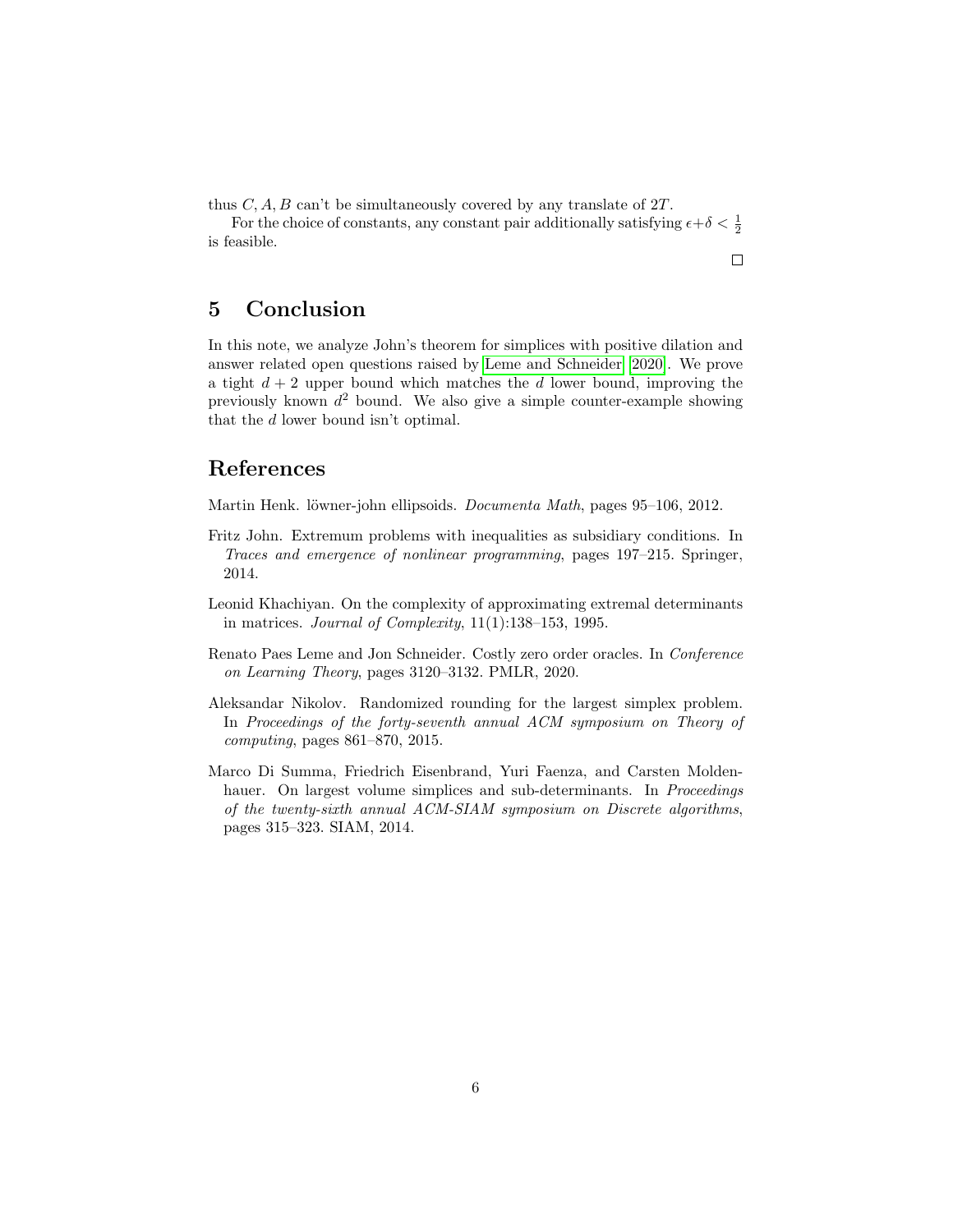thus $C, A, B$ can't be simultaneously covered by any translate of $2T$.

For the choice of constants, any constant pair additionally satisfying $\epsilon + \delta < \frac{1}{2}$ is feasible.

$\square$

## 5 Conclusion

In this note, we analyze John's theorem for simplices with positive dilation and answer related open questions raised by Leme and Schneider [2020]. We prove a tight $d + 2$ upper bound which matches the $d$ lower bound, improving the previously known $d^2$ bound. We also give a simple counter-example showing that the $d$ lower bound isn't optimal.

## References

Martin Henk. löwner-john ellipsoids. *Documenta Math*, pages 95–106, 2012.

Fritz John. Extremum problems with inequalities as subsidiary conditions. In *Traces and emergence of nonlinear programming*, pages 197–215. Springer, 2014.

Leonid Khachiyan. On the complexity of approximating extremal determinants in matrices. *Journal of Complexity*, 11(1):138–153, 1995.

Renato Paes Leme and Jon Schneider. Costly zero order oracles. In *Conference on Learning Theory*, pages 3120–3132. PMLR, 2020.

Aleksandar Nikolov. Randomized rounding for the largest simplex problem. In *Proceedings of the forty-seventh annual ACM symposium on Theory of computing*, pages 861–870, 2015.

Marco Di Summa, Friedrich Eisenbrand, Yuri Faenza, and Carsten Moldenhauer. On largest volume simplices and sub-determinants. In *Proceedings of the twenty-sixth annual ACM-SIAM symposium on Discrete algorithms*, pages 315–323. SIAM, 2014.